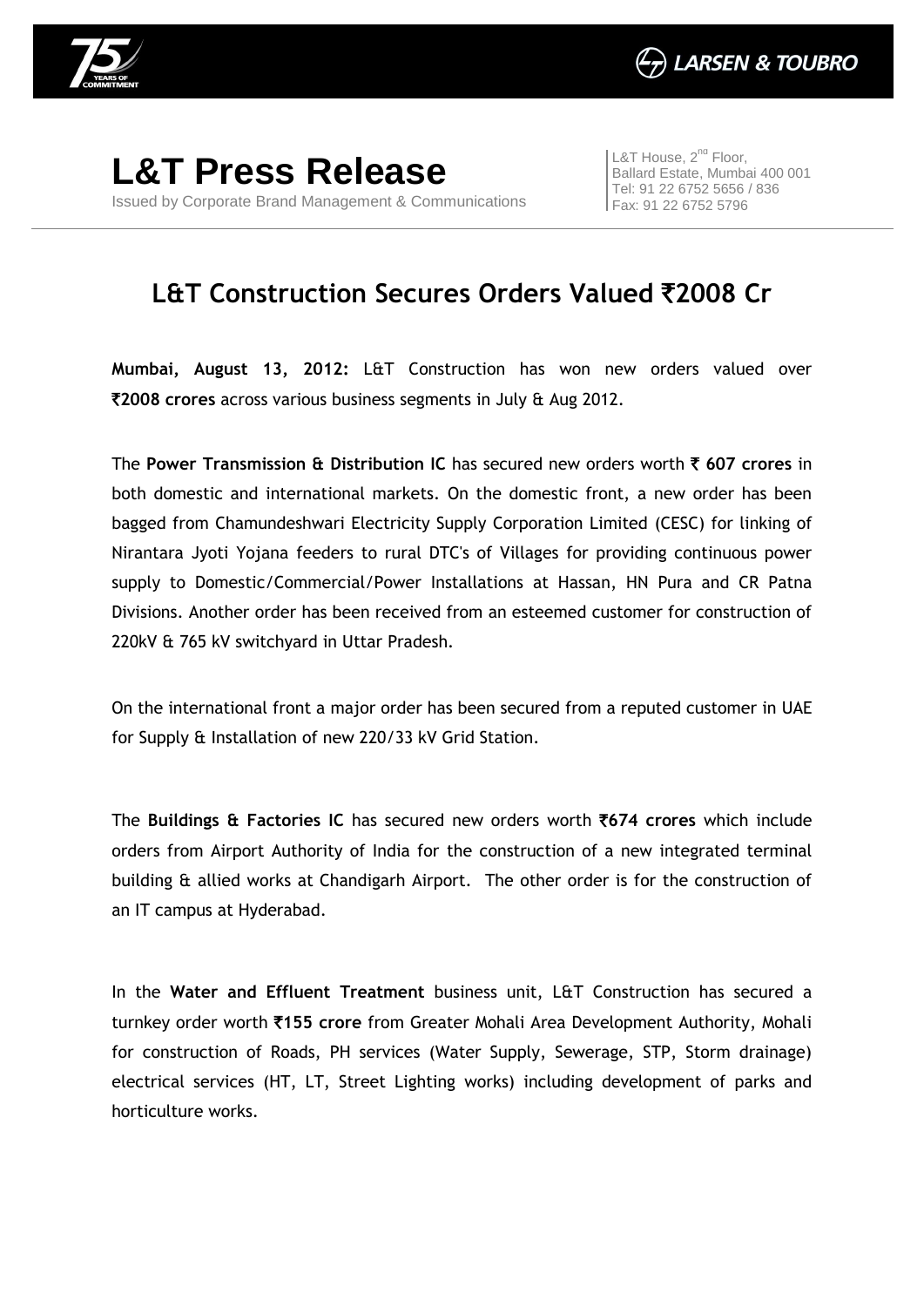# L&T Press Release

Issued by Corporate Brand Management & Communications

L&T House, 2nd Floor,
Ballard Estate, Mumbai 400 001
Tel: 91 22 6752 5656 / 836
Fax: 91 22 6752 5796

## L&T Construction Secures Orders Valued ₹2008 Cr

**Mumbai, August 13, 2012:** L&T Construction has won new orders valued over **₹2008 crores** across various business segments in July & Aug 2012.

The **Power Transmission & Distribution IC** has secured new orders worth **₹ 607 crores** in both domestic and international markets. On the domestic front, a new order has been bagged from Chamundeshwari Electricity Supply Corporation Limited (CESC) for linking of Nirantara Jyoti Yojana feeders to rural DTC's of Villages for providing continuous power supply to Domestic/Commercial/Power Installations at Hassan, HN Pura and CR Patna Divisions. Another order has been received from an esteemed customer for construction of 220kV & 765 kV switchyard in Uttar Pradesh.

On the international front a major order has been secured from a reputed customer in UAE for Supply & Installation of new 220/33 kV Grid Station.

The **Buildings & Factories IC** has secured new orders worth **₹674 crores** which include orders from Airport Authority of India for the construction of a new integrated terminal building & allied works at Chandigarh Airport. The other order is for the construction of an IT campus at Hyderabad.

In the **Water and Effluent Treatment** business unit, L&T Construction has secured a turnkey order worth **₹155 crore** from Greater Mohali Area Development Authority, Mohali for construction of Roads, PH services (Water Supply, Sewerage, STP, Storm drainage) electrical services (HT, LT, Street Lighting works) including development of parks and horticulture works.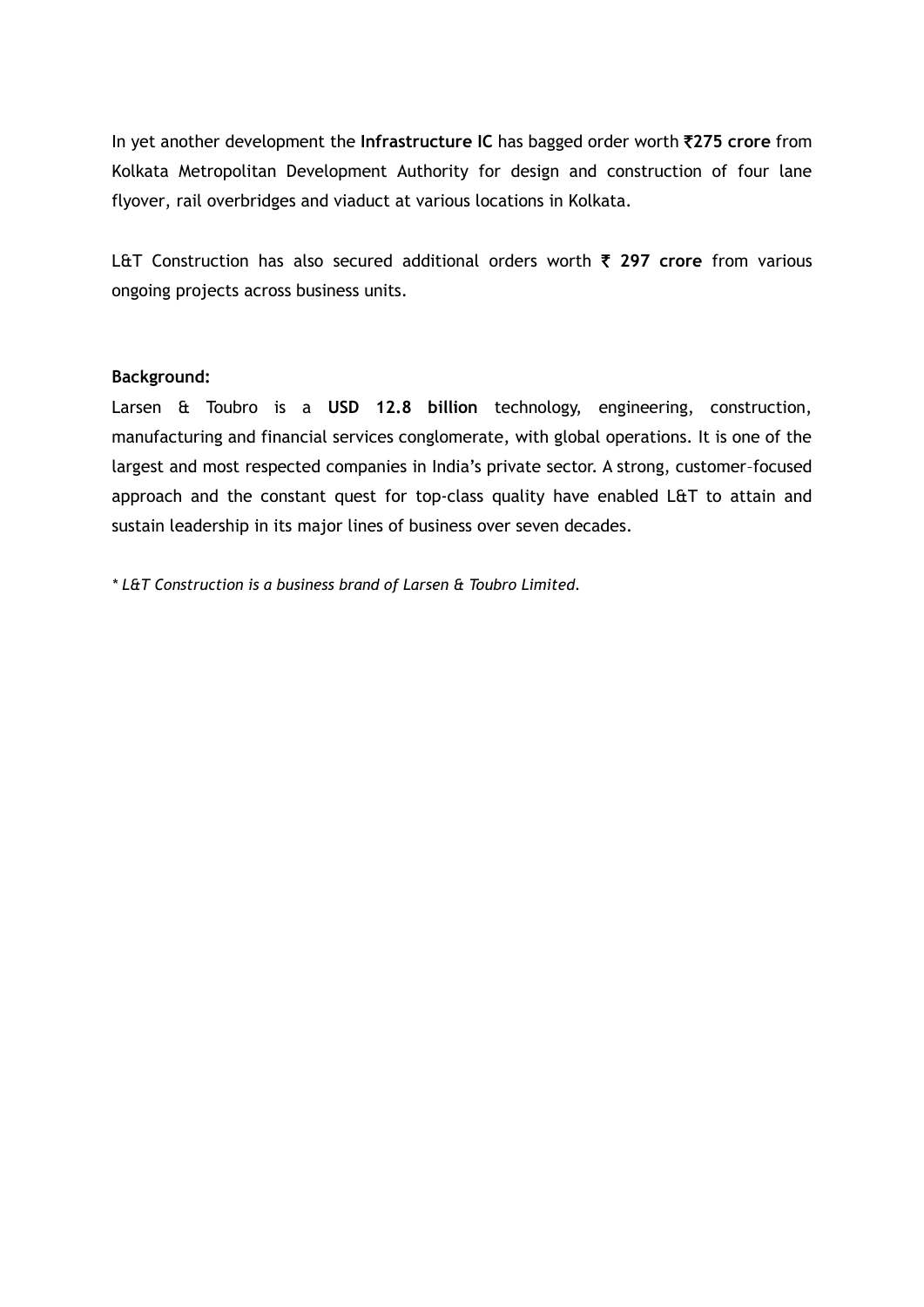In yet another development the **Infrastructure IC** has bagged order worth **₹275 crore** from Kolkata Metropolitan Development Authority for design and construction of four lane flyover, rail overbridges and viaduct at various locations in Kolkata.

L&T Construction has also secured additional orders worth **₹ 297 crore** from various ongoing projects across business units.

**Background:**

Larsen & Toubro is a **USD 12.8 billion** technology, engineering, construction, manufacturing and financial services conglomerate, with global operations. It is one of the largest and most respected companies in India's private sector. A strong, customer–focused approach and the constant quest for top-class quality have enabled L&T to attain and sustain leadership in its major lines of business over seven decades.

*\* L&T Construction is a business brand of Larsen & Toubro Limited.*